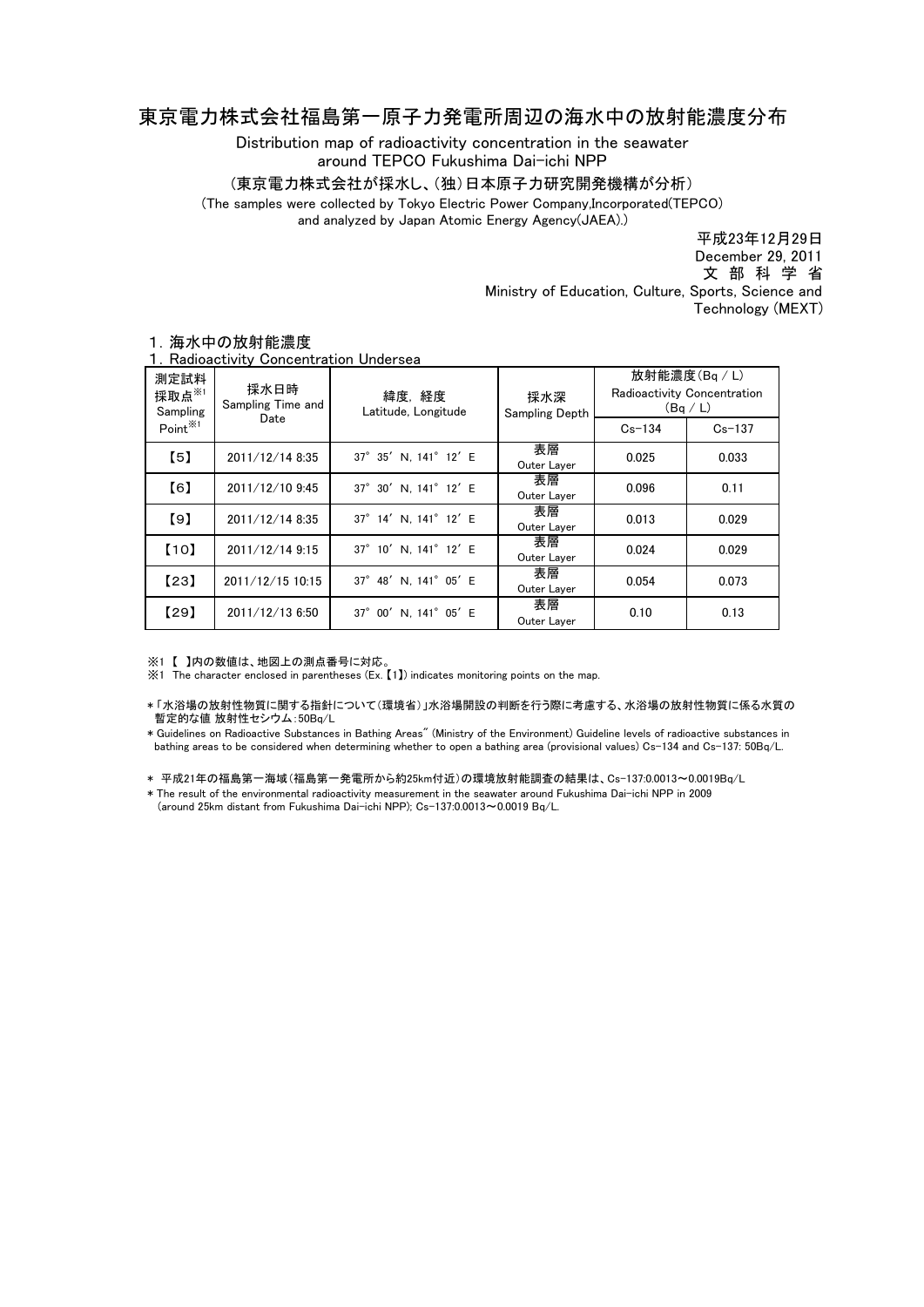# 東京電力株式会社福島第一原子力発電所周辺の海水中の放射能濃度分布

Distribution map of radioactivity concentration in the seawater around TEPCO Fukushima Dai-ichi NPP

（東京電力株式会社が採水し、(独)日本原子力研究開発機構が分析）

(The samples were collected by Tokyo Electric Power Company,Incorporated(TEPCO) and analyzed by Japan Atomic Energy Agency(JAEA).)

平成23年12月29日
December 29, 2011
文 部 科 学 省
Ministry of Education, Culture, Sports, Science and Technology (MEXT)

## １. 海水中の放射能濃度
## 1. Radioactivity Concentration Undersea

| 測定試料採取点※1 Sampling Point※1 | 採水日時 Sampling Time and Date | 緯度, 経度 Latitude, Longitude | 採水深 Sampling Depth | 放射能濃度(Bq / L) Radioactivity Concentration (Bq / L) | |
|---|---|---|---|---|---|
| | | | | Cs-134 | Cs-137 |
| 【5】 | 2011/12/14 8:35 | 37° 35′ N, 141° 12′ E | 表層 Outer Layer | 0.025 | 0.033 |
| 【6】 | 2011/12/10 9:45 | 37° 30′ N, 141° 12′ E | 表層 Outer Layer | 0.096 | 0.11 |
| 【9】 | 2011/12/14 8:35 | 37° 14′ N, 141° 12′ E | 表層 Outer Layer | 0.013 | 0.029 |
| 【10】 | 2011/12/14 9:15 | 37° 10′ N, 141° 12′ E | 表層 Outer Layer | 0.024 | 0.029 |
| 【23】 | 2011/12/15 10:15 | 37° 48′ N, 141° 05′ E | 表層 Outer Layer | 0.054 | 0.073 |
| 【29】 | 2011/12/13 6:50 | 37° 00′ N, 141° 05′ E | 表層 Outer Layer | 0.10 | 0.13 |

※1 【 】内の数値は、地図上の測点番号に対応。
※1 The character enclosed in parentheses (Ex. 【1】) indicates monitoring points on the map.

＊「水浴場の放射性物質に関する指針について（環境省）」水浴場開設の判断を行う際に考慮する、水浴場の放射性物質に係る水質の暫定的な値 放射性セシウム：50Bq/L

＊Guidelines on Radioactive Substances in Bathing Areas" (Ministry of the Environment) Guideline levels of radioactive substances in bathing areas to be considered when determining whether to open a bathing area (provisional values) Cs-134 and Cs-137: 50Bq/L.

＊ 平成21年の福島第一海域（福島第一発電所から約25km付近）の環境放射能調査の結果は、Cs-137:0.0013～0.0019Bq/L

＊The result of the environmental radioactivity measurement in the seawater around Fukushima Dai-ichi NPP in 2009 (around 25km distant from Fukushima Dai-ichi NPP); Cs-137:0.0013～0.0019 Bq/L.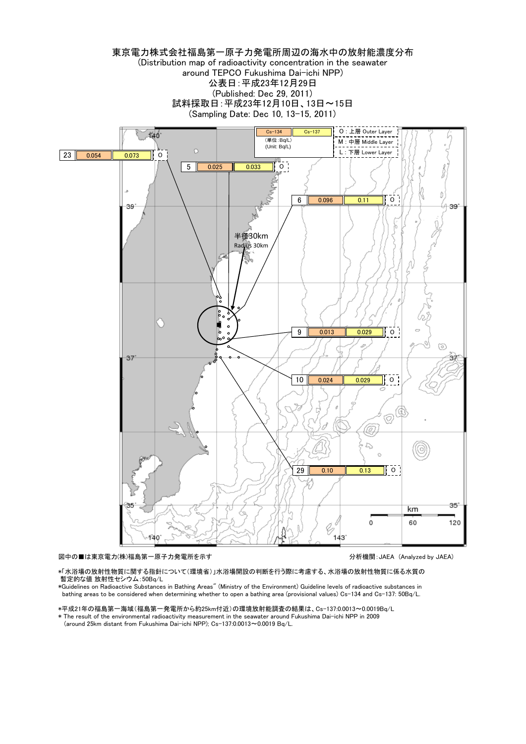# 東京電力株式会社福島第一原子力発電所周辺の海水中の放射能濃度分布

(Distribution map of radioactivity concentration in the seawater around TEPCO Fukushima Dai-ichi NPP)

公表日：平成23年12月29日

(Published: Dec 29, 2011)

試料採取日：平成23年12月10日、13日～15日

(Sampling Date: Dec 10, 13-15, 2011)

(単位：Bq/L)
(Unit: Bq/L)

O：上層 Outer Layer
M：中層 Middle Layer
L：下層 Lower Layer

| No. | Cs-134 | Cs-137 | Layer |
|---|---|---|---|
| 23 | 0.054 | 0.073 | O |
| 5 | 0.025 | 0.033 | O |
| 6 | 0.096 | 0.11 | O |
| 9 | 0.013 | 0.029 | O |
| 10 | 0.024 | 0.029 | O |
| 29 | 0.10 | 0.13 | O |

半径30km
Radius 30km

図中の■は東京電力(株)福島第一原子力発電所を示す

分析機関：JAEA（Analyzed by JAEA）

*「水浴場の放射性物質に関する指針について（環境省）」水浴場開設の判断を行う際に考慮する、水浴場の放射性物質に係る水質の暫定的な値 放射性セシウム：50Bq/L

*Guidelines on Radioactive Substances in Bathing Areas" (Ministry of the Environment) Guideline levels of radioactive substances in bathing areas to be considered when determining whether to open a bathing area (provisional values) Cs-134 and Cs-137: 50Bq/L.

*平成21年の福島第一海域（福島第一発電所から約25km付近）の環境放射能調査の結果は、Cs-137:0.0013～0.0019Bq/L

* The result of the environmental radioactivity measurement in the seawater around Fukushima Dai-ichi NPP in 2009 (around 25km distant from Fukushima Dai-ichi NPP); Cs-137:0.0013～0.0019 Bq/L.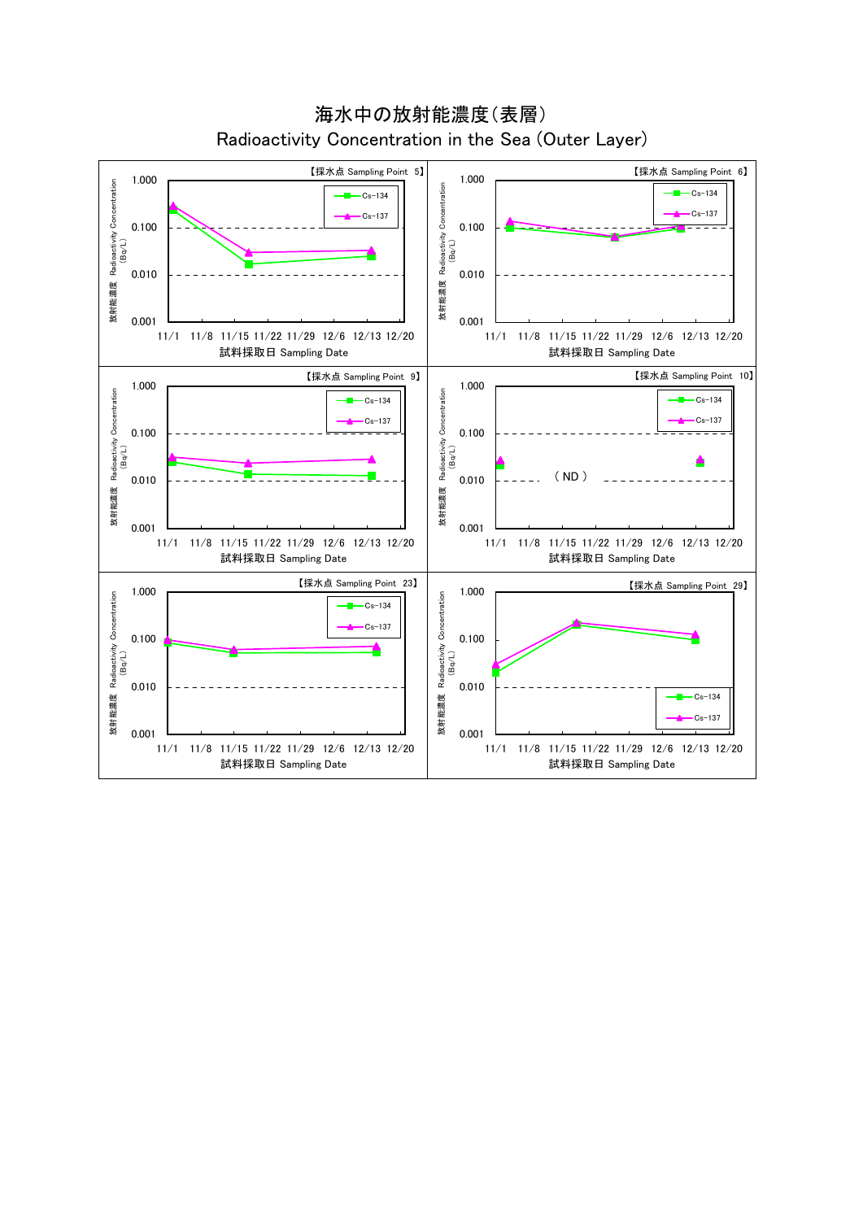# 海水中の放射能濃度（表層）
## Radioactivity Concentration in the Sea (Outer Layer)

【採水点 Sampling Point 5】

放射能濃度 Radioactivity Concentration (Bq/L)

1.000
0.100
0.010
0.001

11/1 11/8 11/15 11/22 11/29 12/6 12/13 12/20

試料採取日 Sampling Date

Cs-134
Cs-137

【採水点 Sampling Point 6】

放射能濃度 Radioactivity Concentration (Bq/L)

1.000
0.100
0.010
0.001

11/1 11/8 11/15 11/22 11/29 12/6 12/13 12/20

試料採取日 Sampling Date

Cs-134
Cs-137

【採水点 Sampling Point 9】

放射能濃度 Radioactivity Concentration (Bq/L)

1.000
0.100
0.010
0.001

11/1 11/8 11/15 11/22 11/29 12/6 12/13 12/20

試料採取日 Sampling Date

Cs-134
Cs-137

【採水点 Sampling Point 10】

放射能濃度 Radioactivity Concentration (Bq/L)

1.000
0.100
0.010
0.001

（ND）

11/1 11/8 11/15 11/22 11/29 12/6 12/13 12/20

試料採取日 Sampling Date

Cs-134
Cs-137

【採水点 Sampling Point 23】

放射能濃度 Radioactivity Concentration (Bq/L)

1.000
0.100
0.010
0.001

11/1 11/8 11/15 11/22 11/29 12/6 12/13 12/20

試料採取日 Sampling Date

Cs-134
Cs-137

【採水点 Sampling Point 29】

放射能濃度 Radioactivity Concentration (Bq/L)

1.000
0.100
0.010
0.001

11/1 11/8 11/15 11/22 11/29 12/6 12/13 12/20

試料採取日 Sampling Date

Cs-134
Cs-137